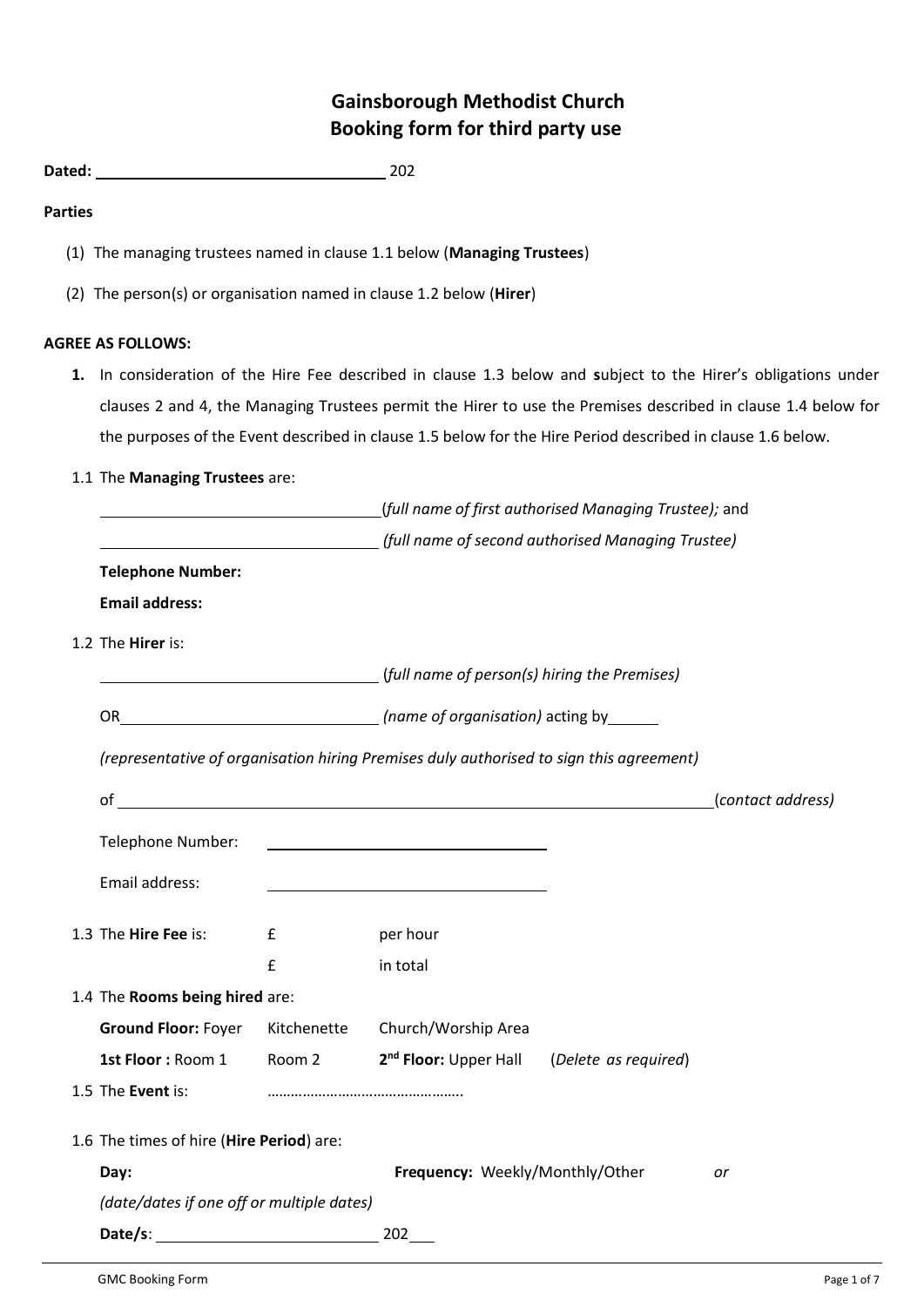# Gainsborough Methodist Church
# Booking form for third party use

**Dated:** ______________________________ 202

**Parties**

(1) The managing trustees named in clause 1.1 below (**Managing Trustees**)

(2) The person(s) or organisation named in clause 1.2 below (**Hirer**)

**AGREE AS FOLLOWS:**

**1.** In consideration of the Hire Fee described in clause 1.3 below and **s**ubject to the Hirer's obligations under clauses 2 and 4, the Managing Trustees permit the Hirer to use the Premises described in clause 1.4 below for the purposes of the Event described in clause 1.5 below for the Hire Period described in clause 1.6 below.

1.1 The **Managing Trustees** are:

______________________________ (*full name of first authorised Managing Trustee);* and

______________________________ *(full name of second authorised Managing Trustee)*

**Telephone Number:**

**Email address:**

1.2 The **Hirer** is:

______________________________ (*full name of person(s) hiring the Premises)*

OR______________________________ *(name of organisation)* acting by______

*(representative of organisation hiring Premises duly authorised to sign this agreement)*

of ____________________________________________________________(*contact address)*

Telephone Number: ______________________________

Email address: ______________________________

1.3 The **Hire Fee** is: £ per hour

£ in total

1.4 The **Rooms being hired** are:

**Ground Floor:** Foyer Kitchenette Church/Worship Area

**1st Floor :** Room 1 Room 2 **2nd Floor:** Upper Hall (*Delete as required*)

1.5 The **Event** is: ……………………………………….

1.6 The times of hire (**Hire Period**) are:

**Day:** **Frequency:** Weekly/Monthly/Other *or*

*(date/dates if one off or multiple dates)*

**Date/s**: ______________________________ 202___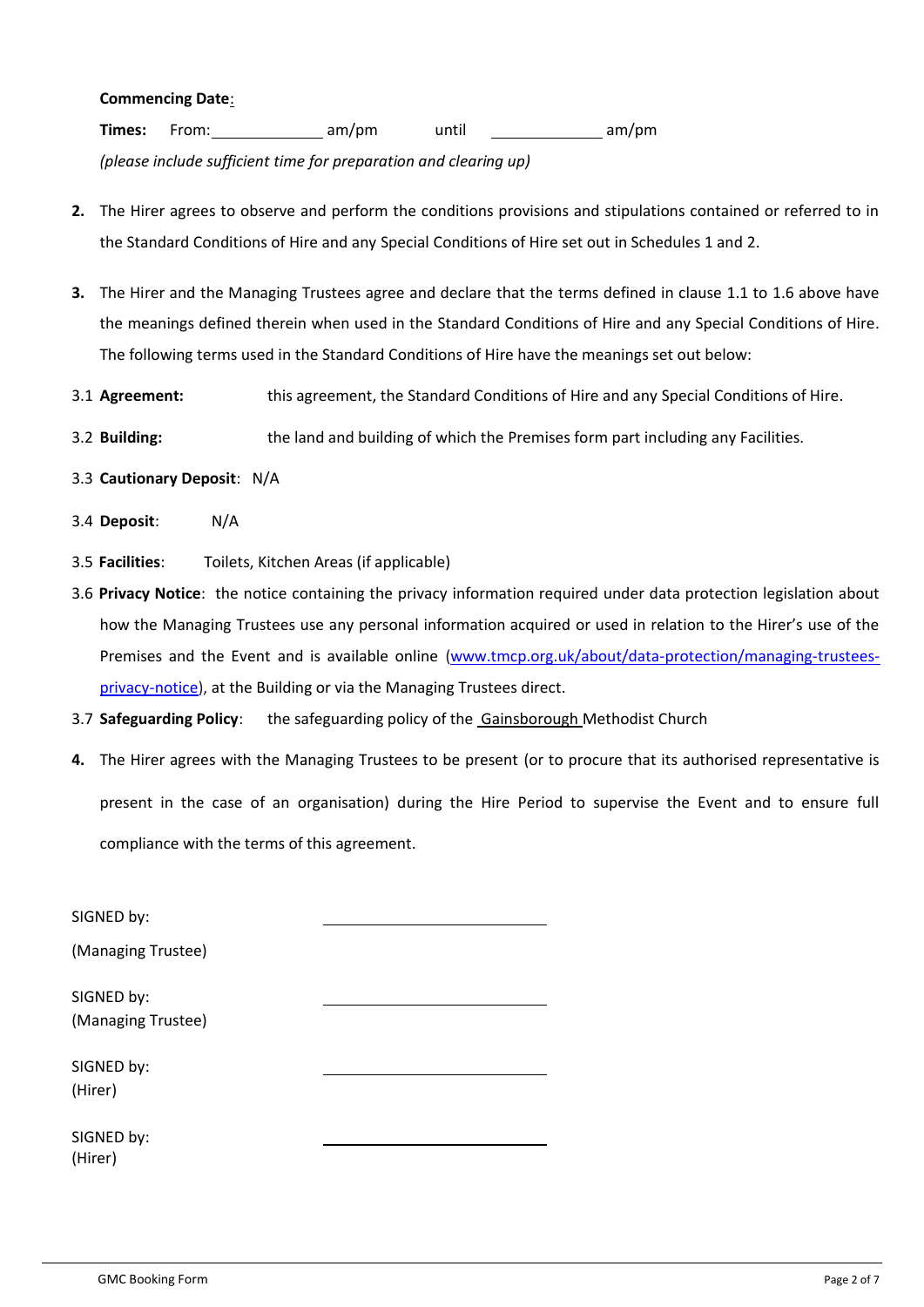**Commencing Date**:

**Times:** From: ____________ am/pm until ____________ am/pm

*(please include sufficient time for preparation and clearing up)*

**2.** The Hirer agrees to observe and perform the conditions provisions and stipulations contained or referred to in the Standard Conditions of Hire and any Special Conditions of Hire set out in Schedules 1 and 2.

**3.** The Hirer and the Managing Trustees agree and declare that the terms defined in clause 1.1 to 1.6 above have the meanings defined therein when used in the Standard Conditions of Hire and any Special Conditions of Hire. The following terms used in the Standard Conditions of Hire have the meanings set out below:

3.1 **Agreement:** this agreement, the Standard Conditions of Hire and any Special Conditions of Hire.

3.2 **Building:** the land and building of which the Premises form part including any Facilities.

3.3 **Cautionary Deposit**: N/A

3.4 **Deposit**: N/A

3.5 **Facilities**: Toilets, Kitchen Areas (if applicable)

3.6 **Privacy Notice**: the notice containing the privacy information required under data protection legislation about how the Managing Trustees use any personal information acquired or used in relation to the Hirer's use of the Premises and the Event and is available online (www.tmcp.org.uk/about/data-protection/managing-trustees-privacy-notice), at the Building or via the Managing Trustees direct.

3.7 **Safeguarding Policy**: the safeguarding policy of the Gainsborough Methodist Church

**4.** The Hirer agrees with the Managing Trustees to be present (or to procure that its authorised representative is present in the case of an organisation) during the Hire Period to supervise the Event and to ensure full compliance with the terms of this agreement.

SIGNED by: ____________________

(Managing Trustee)

SIGNED by: ____________________

(Managing Trustee)

SIGNED by: ____________________

(Hirer)

SIGNED by: ____________________

(Hirer)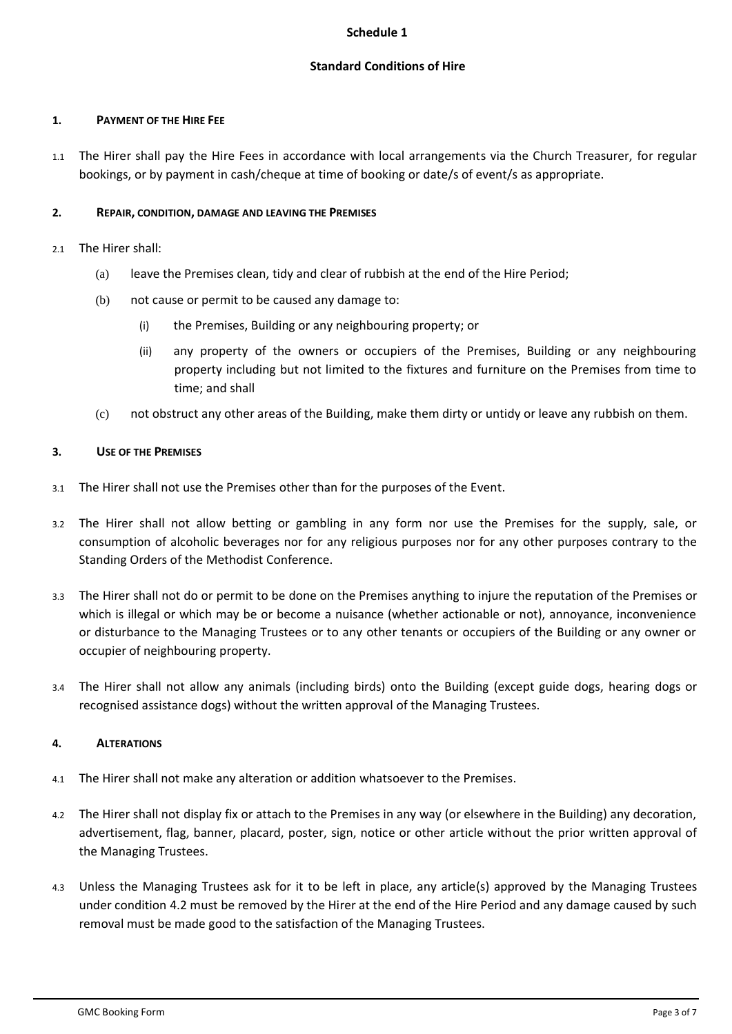**Schedule 1**

**Standard Conditions of Hire**

## 1. PAYMENT OF THE HIRE FEE

1.1 The Hirer shall pay the Hire Fees in accordance with local arrangements via the Church Treasurer, for regular bookings, or by payment in cash/cheque at time of booking or date/s of event/s as appropriate.

## 2. REPAIR, CONDITION, DAMAGE AND LEAVING THE PREMISES

2.1 The Hirer shall:

(a) leave the Premises clean, tidy and clear of rubbish at the end of the Hire Period;

(b) not cause or permit to be caused any damage to:

(i) the Premises, Building or any neighbouring property; or

(ii) any property of the owners or occupiers of the Premises, Building or any neighbouring property including but not limited to the fixtures and furniture on the Premises from time to time; and shall

(c) not obstruct any other areas of the Building, make them dirty or untidy or leave any rubbish on them.

## 3. USE OF THE PREMISES

3.1 The Hirer shall not use the Premises other than for the purposes of the Event.

3.2 The Hirer shall not allow betting or gambling in any form nor use the Premises for the supply, sale, or consumption of alcoholic beverages nor for any religious purposes nor for any other purposes contrary to the Standing Orders of the Methodist Conference.

3.3 The Hirer shall not do or permit to be done on the Premises anything to injure the reputation of the Premises or which is illegal or which may be or become a nuisance (whether actionable or not), annoyance, inconvenience or disturbance to the Managing Trustees or to any other tenants or occupiers of the Building or any owner or occupier of neighbouring property.

3.4 The Hirer shall not allow any animals (including birds) onto the Building (except guide dogs, hearing dogs or recognised assistance dogs) without the written approval of the Managing Trustees.

## 4. ALTERATIONS

4.1 The Hirer shall not make any alteration or addition whatsoever to the Premises.

4.2 The Hirer shall not display fix or attach to the Premises in any way (or elsewhere in the Building) any decoration, advertisement, flag, banner, placard, poster, sign, notice or other article without the prior written approval of the Managing Trustees.

4.3 Unless the Managing Trustees ask for it to be left in place, any article(s) approved by the Managing Trustees under condition 4.2 must be removed by the Hirer at the end of the Hire Period and any damage caused by such removal must be made good to the satisfaction of the Managing Trustees.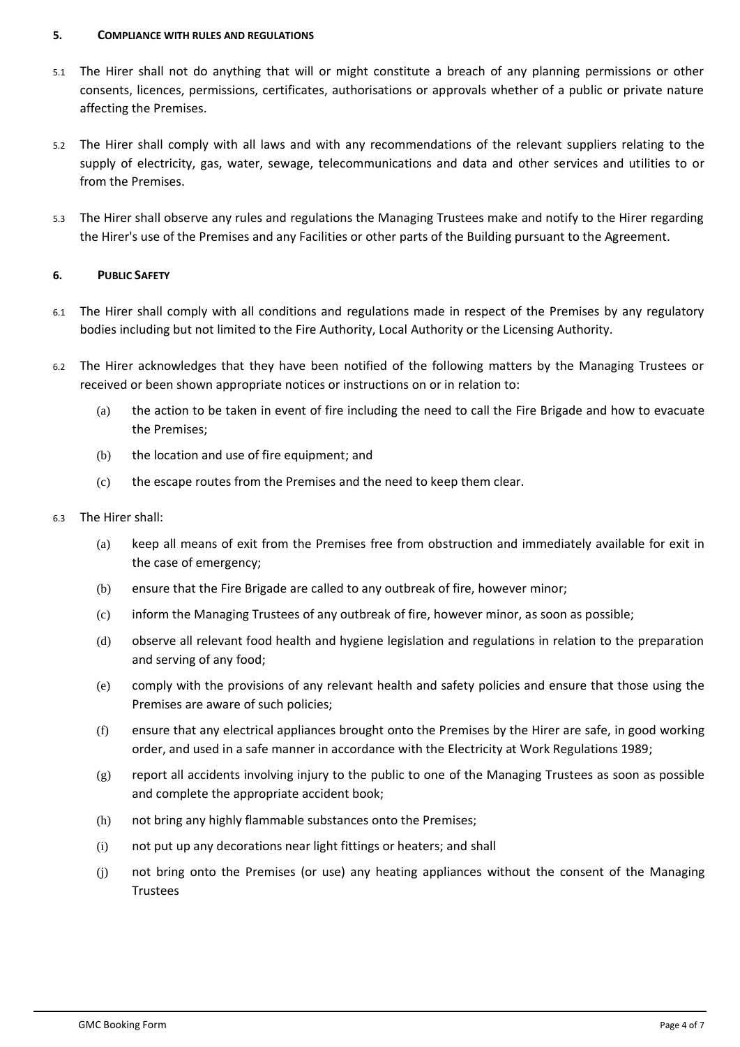## 5. COMPLIANCE WITH RULES AND REGULATIONS

5.1 The Hirer shall not do anything that will or might constitute a breach of any planning permissions or other consents, licences, permissions, certificates, authorisations or approvals whether of a public or private nature affecting the Premises.

5.2 The Hirer shall comply with all laws and with any recommendations of the relevant suppliers relating to the supply of electricity, gas, water, sewage, telecommunications and data and other services and utilities to or from the Premises.

5.3 The Hirer shall observe any rules and regulations the Managing Trustees make and notify to the Hirer regarding the Hirer's use of the Premises and any Facilities or other parts of the Building pursuant to the Agreement.

## 6. PUBLIC SAFETY

6.1 The Hirer shall comply with all conditions and regulations made in respect of the Premises by any regulatory bodies including but not limited to the Fire Authority, Local Authority or the Licensing Authority.

6.2 The Hirer acknowledges that they have been notified of the following matters by the Managing Trustees or received or been shown appropriate notices or instructions on or in relation to:

- (a) the action to be taken in event of fire including the need to call the Fire Brigade and how to evacuate the Premises;
- (b) the location and use of fire equipment; and
- (c) the escape routes from the Premises and the need to keep them clear.

6.3 The Hirer shall:

- (a) keep all means of exit from the Premises free from obstruction and immediately available for exit in the case of emergency;
- (b) ensure that the Fire Brigade are called to any outbreak of fire, however minor;
- (c) inform the Managing Trustees of any outbreak of fire, however minor, as soon as possible;
- (d) observe all relevant food health and hygiene legislation and regulations in relation to the preparation and serving of any food;
- (e) comply with the provisions of any relevant health and safety policies and ensure that those using the Premises are aware of such policies;
- (f) ensure that any electrical appliances brought onto the Premises by the Hirer are safe, in good working order, and used in a safe manner in accordance with the Electricity at Work Regulations 1989;
- (g) report all accidents involving injury to the public to one of the Managing Trustees as soon as possible and complete the appropriate accident book;
- (h) not bring any highly flammable substances onto the Premises;
- (i) not put up any decorations near light fittings or heaters; and shall
- (j) not bring onto the Premises (or use) any heating appliances without the consent of the Managing Trustees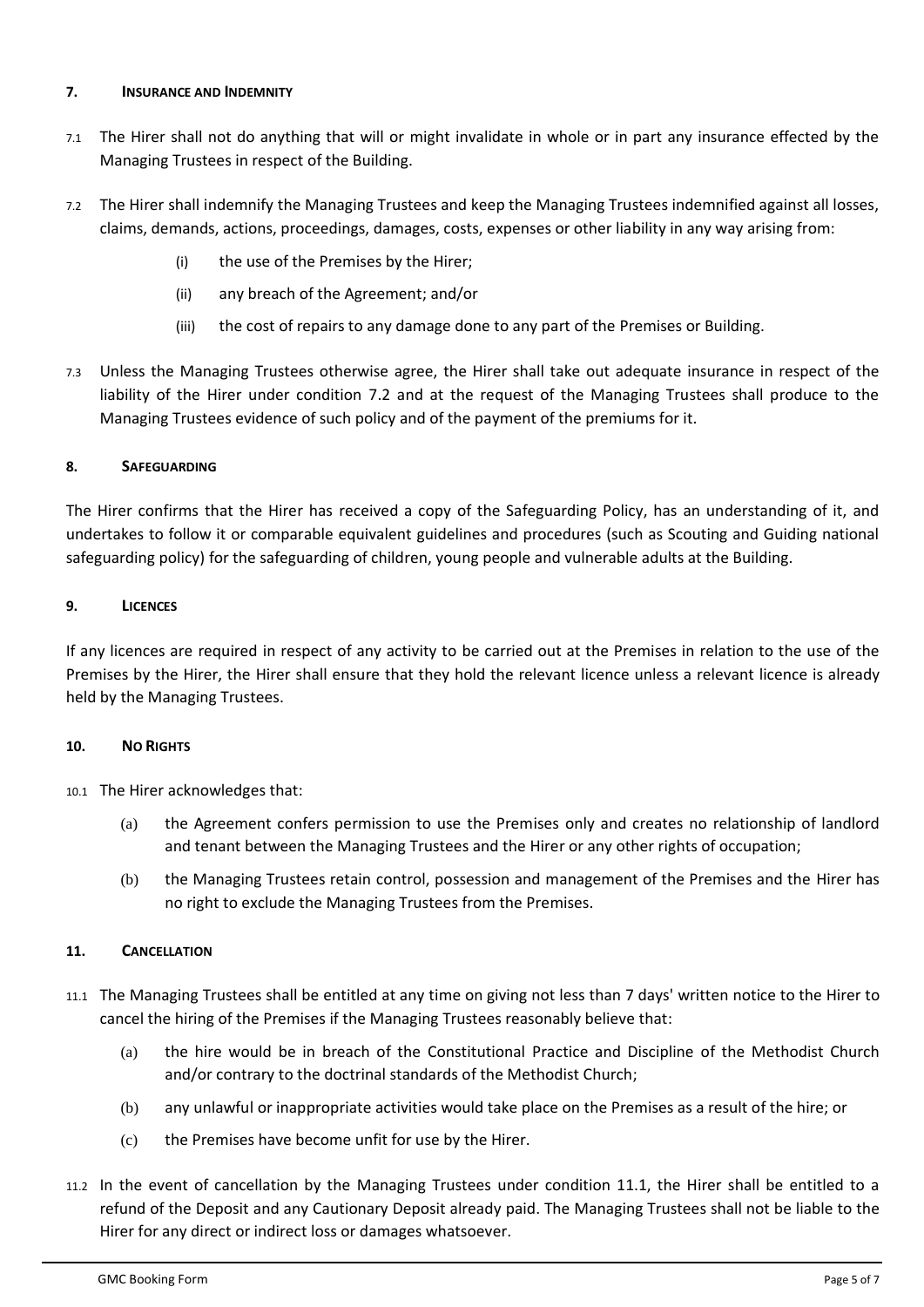### 7. INSURANCE AND INDEMNITY

7.1 The Hirer shall not do anything that will or might invalidate in whole or in part any insurance effected by the Managing Trustees in respect of the Building.

7.2 The Hirer shall indemnify the Managing Trustees and keep the Managing Trustees indemnified against all losses, claims, demands, actions, proceedings, damages, costs, expenses or other liability in any way arising from:

- (i) the use of the Premises by the Hirer;
- (ii) any breach of the Agreement; and/or
- (iii) the cost of repairs to any damage done to any part of the Premises or Building.

7.3 Unless the Managing Trustees otherwise agree, the Hirer shall take out adequate insurance in respect of the liability of the Hirer under condition 7.2 and at the request of the Managing Trustees shall produce to the Managing Trustees evidence of such policy and of the payment of the premiums for it.

### 8. SAFEGUARDING

The Hirer confirms that the Hirer has received a copy of the Safeguarding Policy, has an understanding of it, and undertakes to follow it or comparable equivalent guidelines and procedures (such as Scouting and Guiding national safeguarding policy) for the safeguarding of children, young people and vulnerable adults at the Building.

### 9. LICENCES

If any licences are required in respect of any activity to be carried out at the Premises in relation to the use of the Premises by the Hirer, the Hirer shall ensure that they hold the relevant licence unless a relevant licence is already held by the Managing Trustees.

### 10. NO RIGHTS

10.1 The Hirer acknowledges that:

- (a) the Agreement confers permission to use the Premises only and creates no relationship of landlord and tenant between the Managing Trustees and the Hirer or any other rights of occupation;
- (b) the Managing Trustees retain control, possession and management of the Premises and the Hirer has no right to exclude the Managing Trustees from the Premises.

### 11. CANCELLATION

11.1 The Managing Trustees shall be entitled at any time on giving not less than 7 days' written notice to the Hirer to cancel the hiring of the Premises if the Managing Trustees reasonably believe that:

- (a) the hire would be in breach of the Constitutional Practice and Discipline of the Methodist Church and/or contrary to the doctrinal standards of the Methodist Church;
- (b) any unlawful or inappropriate activities would take place on the Premises as a result of the hire; or
- (c) the Premises have become unfit for use by the Hirer.

11.2 In the event of cancellation by the Managing Trustees under condition 11.1, the Hirer shall be entitled to a refund of the Deposit and any Cautionary Deposit already paid. The Managing Trustees shall not be liable to the Hirer for any direct or indirect loss or damages whatsoever.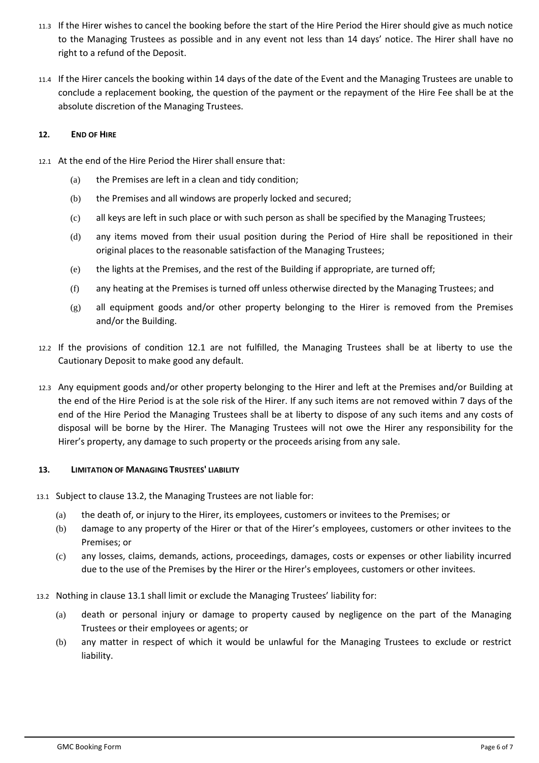11.3 If the Hirer wishes to cancel the booking before the start of the Hire Period the Hirer should give as much notice to the Managing Trustees as possible and in any event not less than 14 days' notice. The Hirer shall have no right to a refund of the Deposit.

11.4 If the Hirer cancels the booking within 14 days of the date of the Event and the Managing Trustees are unable to conclude a replacement booking, the question of the payment or the repayment of the Hire Fee shall be at the absolute discretion of the Managing Trustees.

## 12. END OF HIRE

12.1 At the end of the Hire Period the Hirer shall ensure that:

(a) the Premises are left in a clean and tidy condition;

(b) the Premises and all windows are properly locked and secured;

(c) all keys are left in such place or with such person as shall be specified by the Managing Trustees;

(d) any items moved from their usual position during the Period of Hire shall be repositioned in their original places to the reasonable satisfaction of the Managing Trustees;

(e) the lights at the Premises, and the rest of the Building if appropriate, are turned off;

(f) any heating at the Premises is turned off unless otherwise directed by the Managing Trustees; and

(g) all equipment goods and/or other property belonging to the Hirer is removed from the Premises and/or the Building.

12.2 If the provisions of condition 12.1 are not fulfilled, the Managing Trustees shall be at liberty to use the Cautionary Deposit to make good any default.

12.3 Any equipment goods and/or other property belonging to the Hirer and left at the Premises and/or Building at the end of the Hire Period is at the sole risk of the Hirer. If any such items are not removed within 7 days of the end of the Hire Period the Managing Trustees shall be at liberty to dispose of any such items and any costs of disposal will be borne by the Hirer. The Managing Trustees will not owe the Hirer any responsibility for the Hirer's property, any damage to such property or the proceeds arising from any sale.

## 13. LIMITATION OF MANAGING TRUSTEES' LIABILITY

13.1 Subject to clause 13.2, the Managing Trustees are not liable for:

(a) the death of, or injury to the Hirer, its employees, customers or invitees to the Premises; or

(b) damage to any property of the Hirer or that of the Hirer's employees, customers or other invitees to the Premises; or

(c) any losses, claims, demands, actions, proceedings, damages, costs or expenses or other liability incurred due to the use of the Premises by the Hirer or the Hirer's employees, customers or other invitees.

13.2 Nothing in clause 13.1 shall limit or exclude the Managing Trustees' liability for:

(a) death or personal injury or damage to property caused by negligence on the part of the Managing Trustees or their employees or agents; or

(b) any matter in respect of which it would be unlawful for the Managing Trustees to exclude or restrict liability.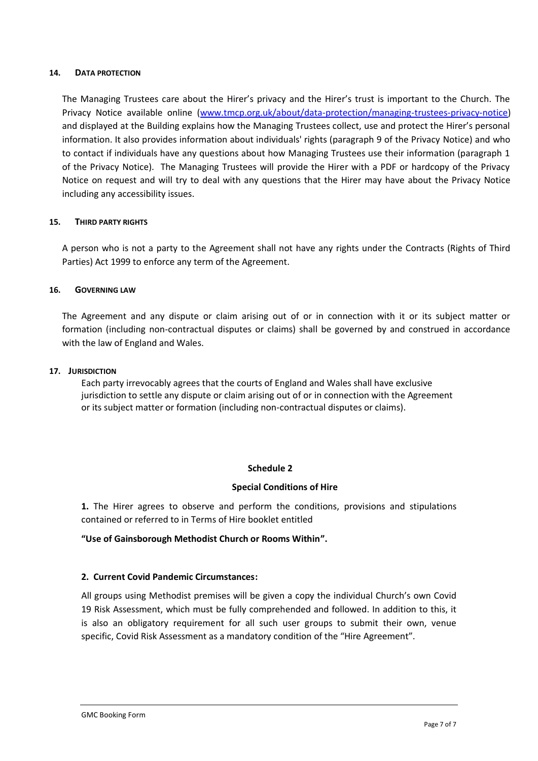### 14. DATA PROTECTION

The Managing Trustees care about the Hirer's privacy and the Hirer's trust is important to the Church. The Privacy Notice available online (www.tmcp.org.uk/about/data-protection/managing-trustees-privacy-notice) and displayed at the Building explains how the Managing Trustees collect, use and protect the Hirer's personal information. It also provides information about individuals' rights (paragraph 9 of the Privacy Notice) and who to contact if individuals have any questions about how Managing Trustees use their information (paragraph 1 of the Privacy Notice). The Managing Trustees will provide the Hirer with a PDF or hardcopy of the Privacy Notice on request and will try to deal with any questions that the Hirer may have about the Privacy Notice including any accessibility issues.

### 15. THIRD PARTY RIGHTS

A person who is not a party to the Agreement shall not have any rights under the Contracts (Rights of Third Parties) Act 1999 to enforce any term of the Agreement.

### 16. GOVERNING LAW

The Agreement and any dispute or claim arising out of or in connection with it or its subject matter or formation (including non-contractual disputes or claims) shall be governed by and construed in accordance with the law of England and Wales.

### 17. JURISDICTION

Each party irrevocably agrees that the courts of England and Wales shall have exclusive jurisdiction to settle any dispute or claim arising out of or in connection with the Agreement or its subject matter or formation (including non-contractual disputes or claims).

## Schedule 2

## Special Conditions of Hire

**1.** The Hirer agrees to observe and perform the conditions, provisions and stipulations contained or referred to in Terms of Hire booklet entitled

**"Use of Gainsborough Methodist Church or Rooms Within".**

**2. Current Covid Pandemic Circumstances:**

All groups using Methodist premises will be given a copy the individual Church's own Covid 19 Risk Assessment, which must be fully comprehended and followed. In addition to this, it is also an obligatory requirement for all such user groups to submit their own, venue specific, Covid Risk Assessment as a mandatory condition of the "Hire Agreement".